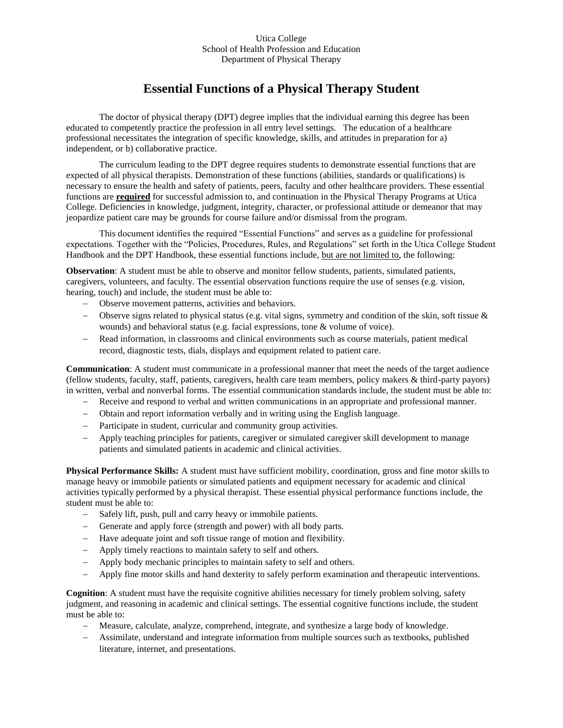Utica College
School of Health Profession and Education
Department of Physical Therapy

# Essential Functions of a Physical Therapy Student

The doctor of physical therapy (DPT) degree implies that the individual earning this degree has been educated to competently practice the profession in all entry level settings. The education of a healthcare professional necessitates the integration of specific knowledge, skills, and attitudes in preparation for a) independent, or b) collaborative practice.

The curriculum leading to the DPT degree requires students to demonstrate essential functions that are expected of all physical therapists. Demonstration of these functions (abilities, standards or qualifications) is necessary to ensure the health and safety of patients, peers, faculty and other healthcare providers. These essential functions are <u>**required**</u> for successful admission to, and continuation in the Physical Therapy Programs at Utica College. Deficiencies in knowledge, judgment, integrity, character, or professional attitude or demeanor that may jeopardize patient care may be grounds for course failure and/or dismissal from the program.

This document identifies the required "Essential Functions" and serves as a guideline for professional expectations. Together with the "Policies, Procedures, Rules, and Regulations" set forth in the Utica College Student Handbook and the DPT Handbook, these essential functions include, <u>but are not limited to</u>, the following:

**Observation**: A student must be able to observe and monitor fellow students, patients, simulated patients, caregivers, volunteers, and faculty. The essential observation functions require the use of senses (e.g. vision, hearing, touch) and include, the student must be able to:

- Observe movement patterns, activities and behaviors.
- Observe signs related to physical status (e.g. vital signs, symmetry and condition of the skin, soft tissue & wounds) and behavioral status (e.g. facial expressions, tone & volume of voice).
- Read information, in classrooms and clinical environments such as course materials, patient medical record, diagnostic tests, dials, displays and equipment related to patient care.

**Communication**: A student must communicate in a professional manner that meet the needs of the target audience (fellow students, faculty, staff, patients, caregivers, health care team members, policy makers & third-party payors) in written, verbal and nonverbal forms. The essential communication standards include, the student must be able to:

- Receive and respond to verbal and written communications in an appropriate and professional manner.
- Obtain and report information verbally and in writing using the English language.
- Participate in student, curricular and community group activities.
- Apply teaching principles for patients, caregiver or simulated caregiver skill development to manage patients and simulated patients in academic and clinical activities.

**Physical Performance Skills:** A student must have sufficient mobility, coordination, gross and fine motor skills to manage heavy or immobile patients or simulated patients and equipment necessary for academic and clinical activities typically performed by a physical therapist. These essential physical performance functions include, the student must be able to:

- Safely lift, push, pull and carry heavy or immobile patients.
- Generate and apply force (strength and power) with all body parts.
- Have adequate joint and soft tissue range of motion and flexibility.
- Apply timely reactions to maintain safety to self and others.
- Apply body mechanic principles to maintain safety to self and others.
- Apply fine motor skills and hand dexterity to safely perform examination and therapeutic interventions.

**Cognition**: A student must have the requisite cognitive abilities necessary for timely problem solving, safety judgment, and reasoning in academic and clinical settings. The essential cognitive functions include, the student must be able to:

- Measure, calculate, analyze, comprehend, integrate, and synthesize a large body of knowledge.
- Assimilate, understand and integrate information from multiple sources such as textbooks, published literature, internet, and presentations.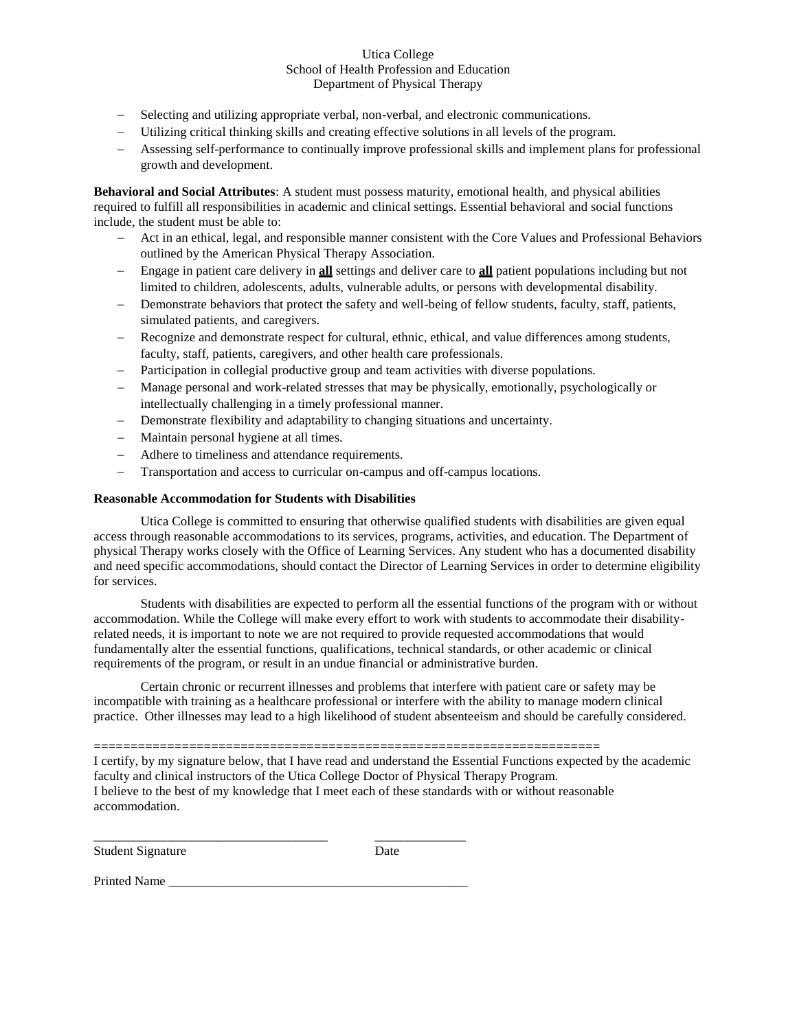- Selecting and utilizing appropriate verbal, non-verbal, and electronic communications.
- Utilizing critical thinking skills and creating effective solutions in all levels of the program.
- Assessing self-performance to continually improve professional skills and implement plans for professional growth and development.

**Behavioral and Social Attributes**: A student must possess maturity, emotional health, and physical abilities required to fulfill all responsibilities in academic and clinical settings. Essential behavioral and social functions include, the student must be able to:

- Act in an ethical, legal, and responsible manner consistent with the Core Values and Professional Behaviors outlined by the American Physical Therapy Association.
- Engage in patient care delivery in **all** settings and deliver care to **all** patient populations including but not limited to children, adolescents, adults, vulnerable adults, or persons with developmental disability.
- Demonstrate behaviors that protect the safety and well-being of fellow students, faculty, staff, patients, simulated patients, and caregivers.
- Recognize and demonstrate respect for cultural, ethnic, ethical, and value differences among students, faculty, staff, patients, caregivers, and other health care professionals.
- Participation in collegial productive group and team activities with diverse populations.
- Manage personal and work-related stresses that may be physically, emotionally, psychologically or intellectually challenging in a timely professional manner.
- Demonstrate flexibility and adaptability to changing situations and uncertainty.
- Maintain personal hygiene at all times.
- Adhere to timeliness and attendance requirements.
- Transportation and access to curricular on-campus and off-campus locations.

**Reasonable Accommodation for Students with Disabilities**

Utica College is committed to ensuring that otherwise qualified students with disabilities are given equal access through reasonable accommodations to its services, programs, activities, and education. The Department of physical Therapy works closely with the Office of Learning Services. Any student who has a documented disability and need specific accommodations, should contact the Director of Learning Services in order to determine eligibility for services.

Students with disabilities are expected to perform all the essential functions of the program with or without accommodation. While the College will make every effort to work with students to accommodate their disability-related needs, it is important to note we are not required to provide requested accommodations that would fundamentally alter the essential functions, qualifications, technical standards, or other academic or clinical requirements of the program, or result in an undue financial or administrative burden.

Certain chronic or recurrent illnesses and problems that interfere with patient care or safety may be incompatible with training as a healthcare professional or interfere with the ability to manage modern clinical practice. Other illnesses may lead to a high likelihood of student absenteeism and should be carefully considered.

==================================================================

I certify, by my signature below, that I have read and understand the Essential Functions expected by the academic faculty and clinical instructors of the Utica College Doctor of Physical Therapy Program.
I believe to the best of my knowledge that I meet each of these standards with or without reasonable accommodation.

____________________________________ ______________
Student Signature Date

Printed Name _______________________________________________